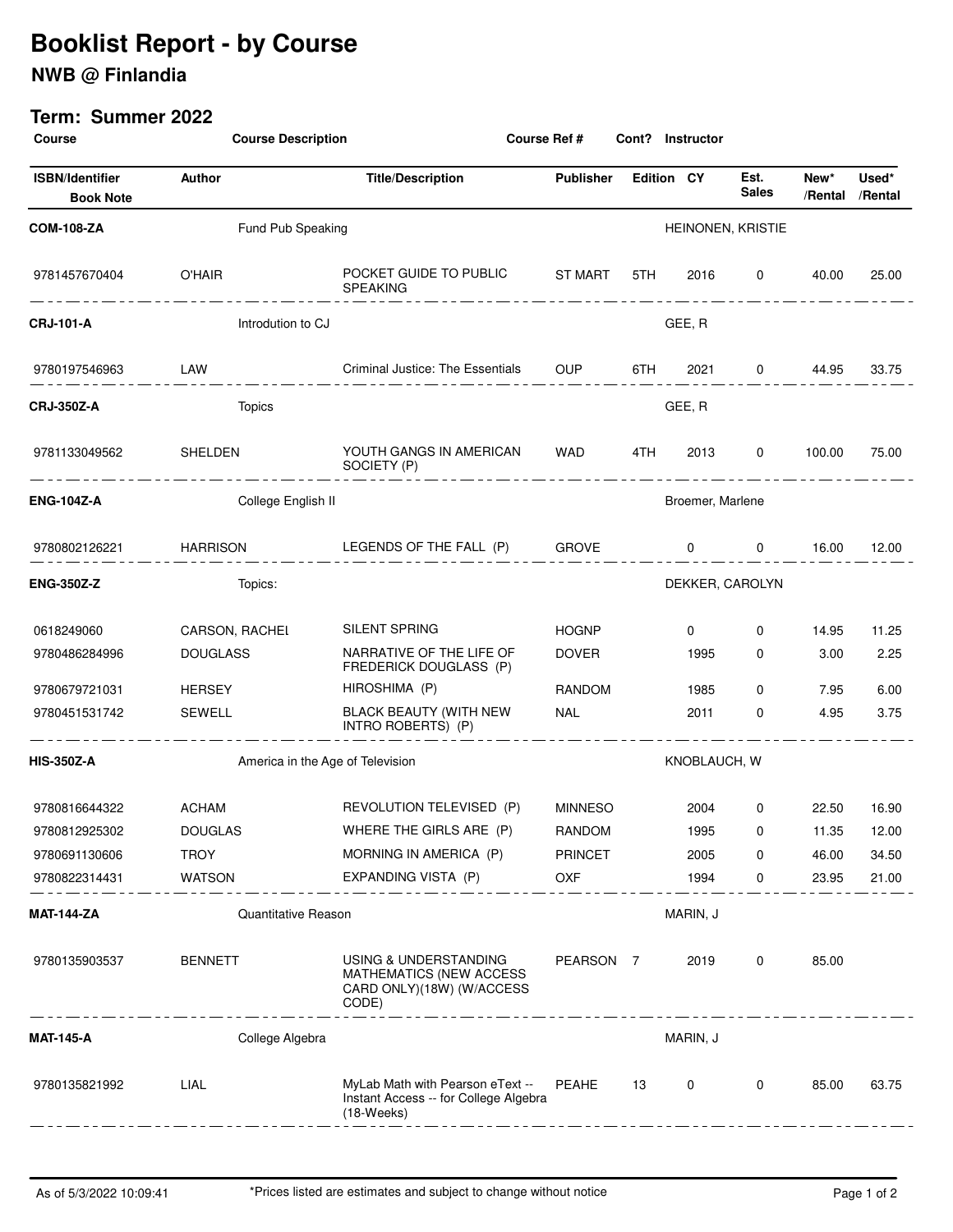# Booklist Report - by Course

## NWB @ Finlandia

### Term: Summer 2022

| Course | Course Description | | Course Ref # | Cont? | Instructor | | | |
|---|---|---|---|---|---|---|---|---|
| **ISBN/Identifier** / **Book Note** | **Author** | **Title/Description** | **Publisher** | **Edition** | **CY** | **Est. Sales** | **New* /Rental** | **Used* /Rental** |
| **COM-108-ZA** | Fund Pub Speaking | | | | HEINONEN, KRISTIE | | | |
| 9781457670404 | O'HAIR | POCKET GUIDE TO PUBLIC SPEAKING | ST MART | 5TH | 2016 | 0 | 40.00 | 25.00 |
| **CRJ-101-A** | Introdution to CJ | | | | GEE, R | | | |
| 9780197546963 | LAW | Criminal Justice: The Essentials | OUP | 6TH | 2021 | 0 | 44.95 | 33.75 |
| **CRJ-350Z-A** | Topics | | | | GEE, R | | | |
| 9781133049562 | SHELDEN | YOUTH GANGS IN AMERICAN SOCIETY (P) | WAD | 4TH | 2013 | 0 | 100.00 | 75.00 |
| **ENG-104Z-A** | College English II | | | | Broemer, Marlene | | | |
| 9780802126221 | HARRISON | LEGENDS OF THE FALL (P) | GROVE | | 0 | 0 | 16.00 | 12.00 |
| **ENG-350Z-Z** | Topics: | | | | DEKKER, CAROLYN | | | |
| 0618249060 | CARSON, RACHEL | SILENT SPRING | HOGNP | | 0 | 0 | 14.95 | 11.25 |
| 9780486284996 | DOUGLASS | NARRATIVE OF THE LIFE OF FREDERICK DOUGLASS (P) | DOVER | | 1995 | 0 | 3.00 | 2.25 |
| 9780679721031 | HERSEY | HIROSHIMA (P) | RANDOM | | 1985 | 0 | 7.95 | 6.00 |
| 9780451531742 | SEWELL | BLACK BEAUTY (WITH NEW INTRO ROBERTS) (P) | NAL | | 2011 | 0 | 4.95 | 3.75 |
| **HIS-350Z-A** | America in the Age of Television | | | | KNOBLAUCH, W | | | |
| 9780816644322 | ACHAM | REVOLUTION TELEVISED (P) | MINNESO | | 2004 | 0 | 22.50 | 16.90 |
| 9780812925302 | DOUGLAS | WHERE THE GIRLS ARE (P) | RANDOM | | 1995 | 0 | 11.35 | 12.00 |
| 9780691130606 | TROY | MORNING IN AMERICA (P) | PRINCET | | 2005 | 0 | 46.00 | 34.50 |
| 9780822314431 | WATSON | EXPANDING VISTA (P) | OXF | | 1994 | 0 | 23.95 | 21.00 |
| **MAT-144-ZA** | Quantitative Reason | | | | MARIN, J | | | |
| 9780135903537 | BENNETT | USING & UNDERSTANDING MATHEMATICS (NEW ACCESS CARD ONLY)(18W) (W/ACCESS CODE) | PEARSON | 7 | 2019 | 0 | 85.00 | |
| **MAT-145-A** | College Algebra | | | | MARIN, J | | | |
| 9780135821992 | LIAL | MyLab Math with Pearson eText -- Instant Access -- for College Algebra (18-Weeks) | PEAHE | 13 | 0 | 0 | 85.00 | 63.75 |

As of 5/3/2022 10:09:41 — *Prices listed are estimates and subject to change without notice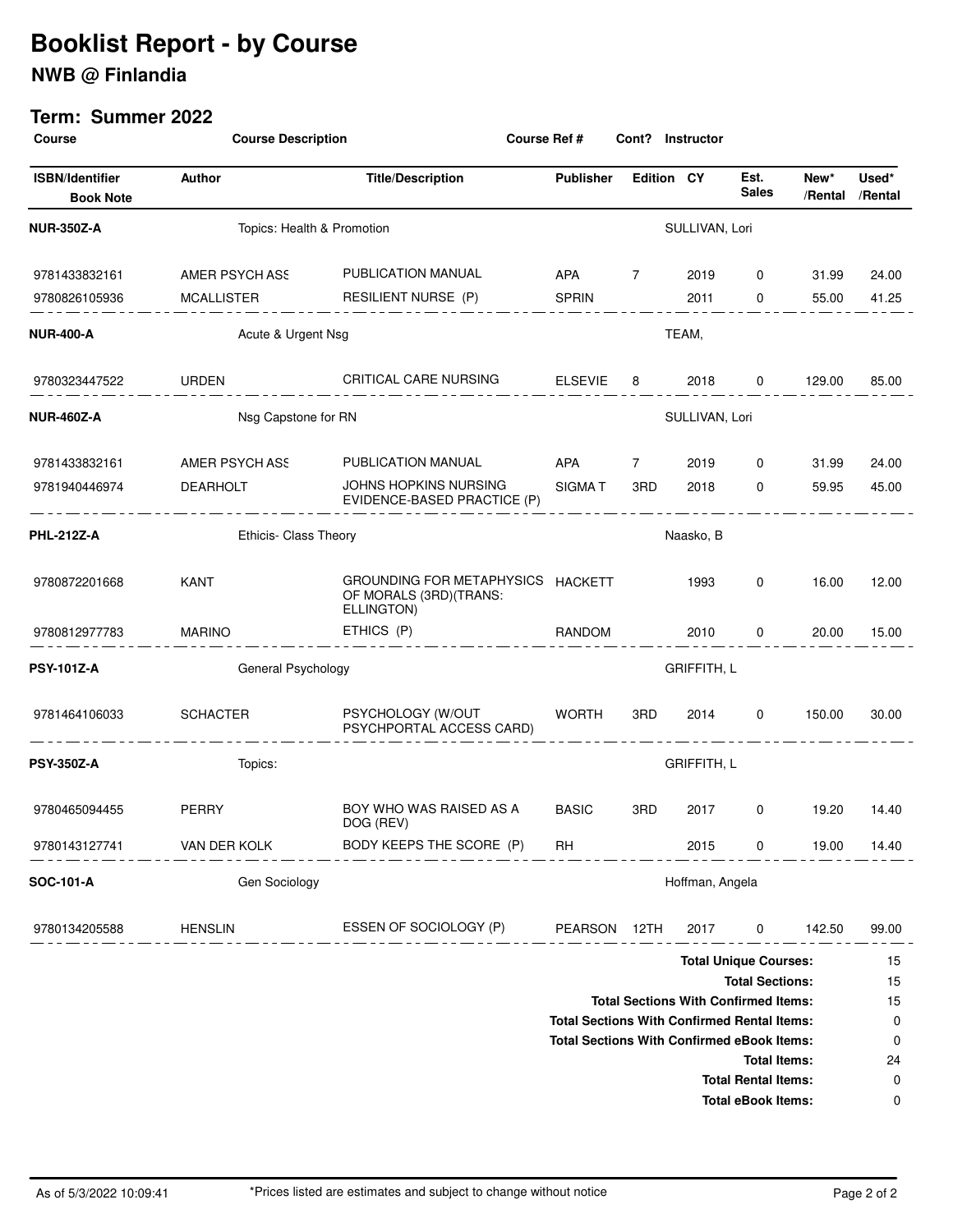# Booklist Report - by Course

## NWB @ Finlandia

### Term: Summer 2022

| Course | Course Description | Course Ref # | Cont? | Instructor | | | | |
|---|---|---|---|---|---|---|---|---|
| **ISBN/Identifier** **Book Note** | **Author** | **Title/Description** | **Publisher** | **Edition** | **CY** | **Est. Sales** | **New* /Rental** | **Used* /Rental** |
| **NUR-350Z-A** | Topics: Health & Promotion | | | SULLIVAN, Lori | | | | |
| 9781433832161 | AMER PSYCH ASS | PUBLICATION MANUAL | APA | 7 | 2019 | 0 | 31.99 | 24.00 |
| 9780826105936 | MCALLISTER | RESILIENT NURSE (P) | SPRIN | | 2011 | 0 | 55.00 | 41.25 |
| **NUR-400-A** | Acute & Urgent Nsg | | | TEAM, | | | | |
| 9780323447522 | URDEN | CRITICAL CARE NURSING | ELSEVIE | 8 | 2018 | 0 | 129.00 | 85.00 |
| **NUR-460Z-A** | Nsg Capstone for RN | | | SULLIVAN, Lori | | | | |
| 9781433832161 | AMER PSYCH ASS | PUBLICATION MANUAL | APA | 7 | 2019 | 0 | 31.99 | 24.00 |
| 9781940446974 | DEARHOLT | JOHNS HOPKINS NURSING EVIDENCE-BASED PRACTICE (P) | SIGMA T | 3RD | 2018 | 0 | 59.95 | 45.00 |
| **PHL-212Z-A** | Ethicis- Class Theory | | | Naasko, B | | | | |
| 9780872201668 | KANT | GROUNDING FOR METAPHYSICS OF MORALS (3RD)(TRANS: ELLINGTON) | HACKETT | | 1993 | 0 | 16.00 | 12.00 |
| 9780812977783 | MARINO | ETHICS (P) | RANDOM | | 2010 | 0 | 20.00 | 15.00 |
| **PSY-101Z-A** | General Psychology | | | GRIFFITH, L | | | | |
| 9781464106033 | SCHACTER | PSYCHOLOGY (W/OUT PSYCHPORTAL ACCESS CARD) | WORTH | 3RD | 2014 | 0 | 150.00 | 30.00 |
| **PSY-350Z-A** | Topics: | | | GRIFFITH, L | | | | |
| 9780465094455 | PERRY | BOY WHO WAS RAISED AS A DOG (REV) | BASIC | 3RD | 2017 | 0 | 19.20 | 14.40 |
| 9780143127741 | VAN DER KOLK | BODY KEEPS THE SCORE (P) | RH | | 2015 | 0 | 19.00 | 14.40 |
| **SOC-101-A** | Gen Sociology | | | Hoffman, Angela | | | | |
| 9780134205588 | HENSLIN | ESSEN OF SOCIOLOGY (P) | PEARSON | 12TH | 2017 | 0 | 142.50 | 99.00 |

| | |
|---|---|
| **Total Unique Courses:** | 15 |
| **Total Sections:** | 15 |
| **Total Sections With Confirmed Items:** | 15 |
| **Total Sections With Confirmed Rental Items:** | 0 |
| **Total Sections With Confirmed eBook Items:** | 0 |
| **Total Items:** | 24 |
| **Total Rental Items:** | 0 |
| **Total eBook Items:** | 0 |

As of 5/3/2022 10:09:41

*Prices listed are estimates and subject to change without notice